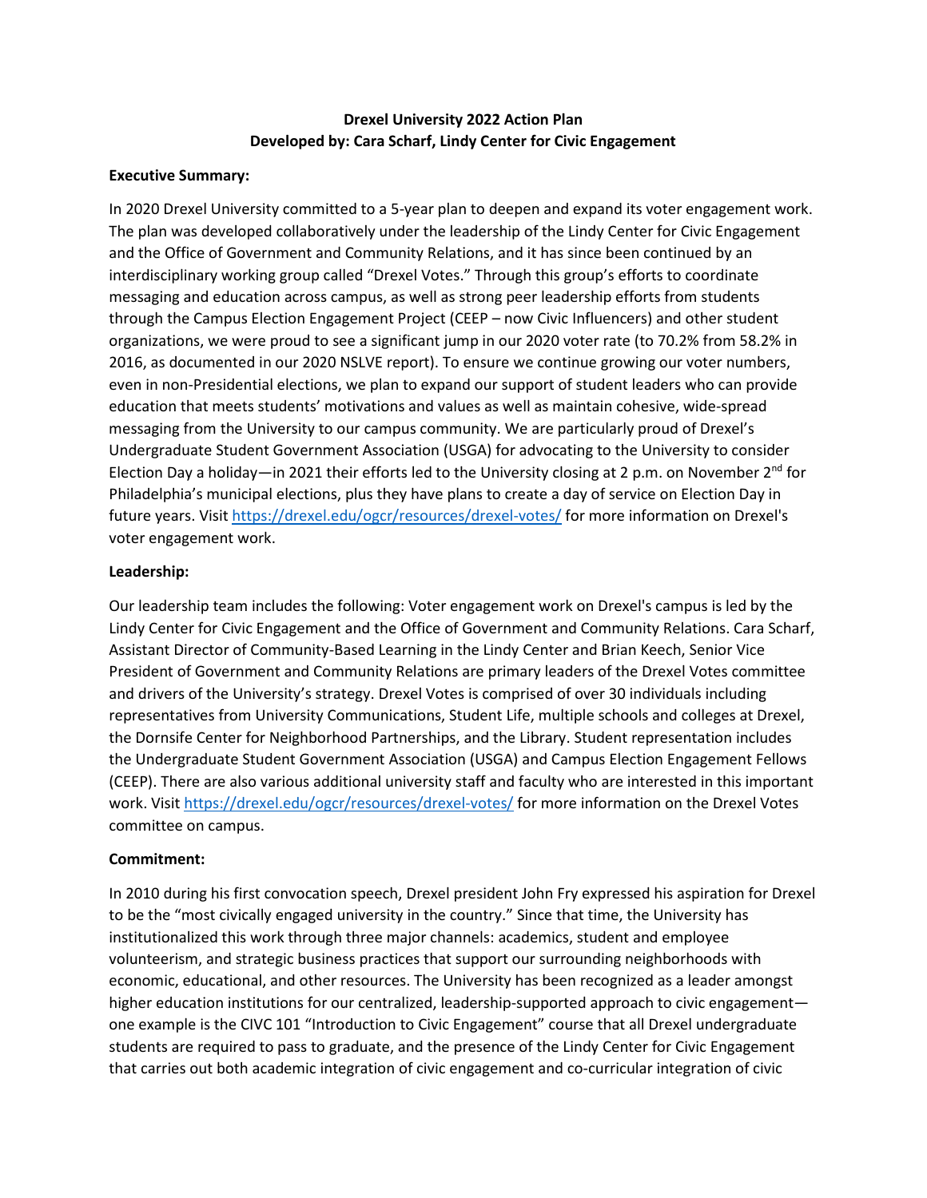# Drexel University 2022 Action Plan
## Developed by: Cara Scharf, Lindy Center for Civic Engagement

**Executive Summary:**

In 2020 Drexel University committed to a 5-year plan to deepen and expand its voter engagement work. The plan was developed collaboratively under the leadership of the Lindy Center for Civic Engagement and the Office of Government and Community Relations, and it has since been continued by an interdisciplinary working group called "Drexel Votes." Through this group's efforts to coordinate messaging and education across campus, as well as strong peer leadership efforts from students through the Campus Election Engagement Project (CEEP – now Civic Influencers) and other student organizations, we were proud to see a significant jump in our 2020 voter rate (to 70.2% from 58.2% in 2016, as documented in our 2020 NSLVE report). To ensure we continue growing our voter numbers, even in non-Presidential elections, we plan to expand our support of student leaders who can provide education that meets students' motivations and values as well as maintain cohesive, wide-spread messaging from the University to our campus community. We are particularly proud of Drexel's Undergraduate Student Government Association (USGA) for advocating to the University to consider Election Day a holiday—in 2021 their efforts led to the University closing at 2 p.m. on November 2nd for Philadelphia's municipal elections, plus they have plans to create a day of service on Election Day in future years. Visit https://drexel.edu/ogcr/resources/drexel-votes/ for more information on Drexel's voter engagement work.

**Leadership:**

Our leadership team includes the following: Voter engagement work on Drexel's campus is led by the Lindy Center for Civic Engagement and the Office of Government and Community Relations. Cara Scharf, Assistant Director of Community-Based Learning in the Lindy Center and Brian Keech, Senior Vice President of Government and Community Relations are primary leaders of the Drexel Votes committee and drivers of the University's strategy. Drexel Votes is comprised of over 30 individuals including representatives from University Communications, Student Life, multiple schools and colleges at Drexel, the Dornsife Center for Neighborhood Partnerships, and the Library. Student representation includes the Undergraduate Student Government Association (USGA) and Campus Election Engagement Fellows (CEEP). There are also various additional university staff and faculty who are interested in this important work. Visit https://drexel.edu/ogcr/resources/drexel-votes/ for more information on the Drexel Votes committee on campus.

**Commitment:**

In 2010 during his first convocation speech, Drexel president John Fry expressed his aspiration for Drexel to be the "most civically engaged university in the country." Since that time, the University has institutionalized this work through three major channels: academics, student and employee volunteerism, and strategic business practices that support our surrounding neighborhoods with economic, educational, and other resources. The University has been recognized as a leader amongst higher education institutions for our centralized, leadership-supported approach to civic engagement—one example is the CIVC 101 "Introduction to Civic Engagement" course that all Drexel undergraduate students are required to pass to graduate, and the presence of the Lindy Center for Civic Engagement that carries out both academic integration of civic engagement and co-curricular integration of civic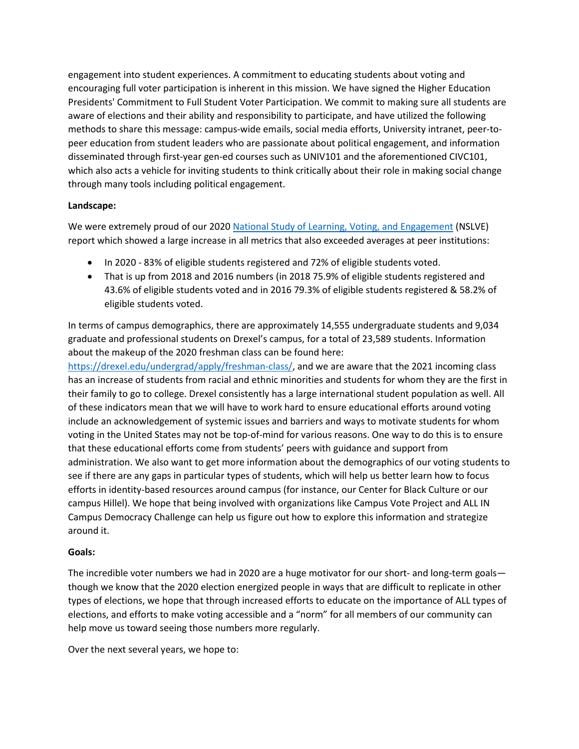engagement into student experiences. A commitment to educating students about voting and encouraging full voter participation is inherent in this mission. We have signed the Higher Education Presidents' Commitment to Full Student Voter Participation. We commit to making sure all students are aware of elections and their ability and responsibility to participate, and have utilized the following methods to share this message: campus-wide emails, social media efforts, University intranet, peer-to-peer education from student leaders who are passionate about political engagement, and information disseminated through first-year gen-ed courses such as UNIV101 and the aforementioned CIVC101, which also acts a vehicle for inviting students to think critically about their role in making social change through many tools including political engagement.

**Landscape:**

We were extremely proud of our 2020 [National Study of Learning, Voting, and Engagement](#) (NSLVE) report which showed a large increase in all metrics that also exceeded averages at peer institutions:

- In 2020 - 83% of eligible students registered and 72% of eligible students voted.
- That is up from 2018 and 2016 numbers (in 2018 75.9% of eligible students registered and 43.6% of eligible students voted and in 2016 79.3% of eligible students registered & 58.2% of eligible students voted.

In terms of campus demographics, there are approximately 14,555 undergraduate students and 9,034 graduate and professional students on Drexel's campus, for a total of 23,589 students. Information about the makeup of the 2020 freshman class can be found here: https://drexel.edu/undergrad/apply/freshman-class/, and we are aware that the 2021 incoming class has an increase of students from racial and ethnic minorities and students for whom they are the first in their family to go to college. Drexel consistently has a large international student population as well. All of these indicators mean that we will have to work hard to ensure educational efforts around voting include an acknowledgement of systemic issues and barriers and ways to motivate students for whom voting in the United States may not be top-of-mind for various reasons. One way to do this is to ensure that these educational efforts come from students' peers with guidance and support from administration. We also want to get more information about the demographics of our voting students to see if there are any gaps in particular types of students, which will help us better learn how to focus efforts in identity-based resources around campus (for instance, our Center for Black Culture or our campus Hillel). We hope that being involved with organizations like Campus Vote Project and ALL IN Campus Democracy Challenge can help us figure out how to explore this information and strategize around it.

**Goals:**

The incredible voter numbers we had in 2020 are a huge motivator for our short- and long-term goals—though we know that the 2020 election energized people in ways that are difficult to replicate in other types of elections, we hope that through increased efforts to educate on the importance of ALL types of elections, and efforts to make voting accessible and a "norm" for all members of our community can help move us toward seeing those numbers more regularly.

Over the next several years, we hope to: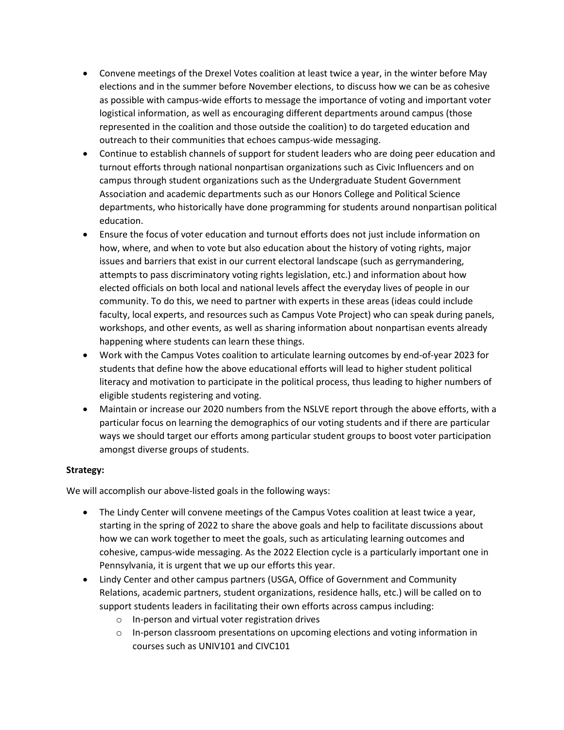- Convene meetings of the Drexel Votes coalition at least twice a year, in the winter before May elections and in the summer before November elections, to discuss how we can be as cohesive as possible with campus-wide efforts to message the importance of voting and important voter logistical information, as well as encouraging different departments around campus (those represented in the coalition and those outside the coalition) to do targeted education and outreach to their communities that echoes campus-wide messaging.
- Continue to establish channels of support for student leaders who are doing peer education and turnout efforts through national nonpartisan organizations such as Civic Influencers and on campus through student organizations such as the Undergraduate Student Government Association and academic departments such as our Honors College and Political Science departments, who historically have done programming for students around nonpartisan political education.
- Ensure the focus of voter education and turnout efforts does not just include information on how, where, and when to vote but also education about the history of voting rights, major issues and barriers that exist in our current electoral landscape (such as gerrymandering, attempts to pass discriminatory voting rights legislation, etc.) and information about how elected officials on both local and national levels affect the everyday lives of people in our community. To do this, we need to partner with experts in these areas (ideas could include faculty, local experts, and resources such as Campus Vote Project) who can speak during panels, workshops, and other events, as well as sharing information about nonpartisan events already happening where students can learn these things.
- Work with the Campus Votes coalition to articulate learning outcomes by end-of-year 2023 for students that define how the above educational efforts will lead to higher student political literacy and motivation to participate in the political process, thus leading to higher numbers of eligible students registering and voting.
- Maintain or increase our 2020 numbers from the NSLVE report through the above efforts, with a particular focus on learning the demographics of our voting students and if there are particular ways we should target our efforts among particular student groups to boost voter participation amongst diverse groups of students.

**Strategy:**

We will accomplish our above-listed goals in the following ways:

- The Lindy Center will convene meetings of the Campus Votes coalition at least twice a year, starting in the spring of 2022 to share the above goals and help to facilitate discussions about how we can work together to meet the goals, such as articulating learning outcomes and cohesive, campus-wide messaging. As the 2022 Election cycle is a particularly important one in Pennsylvania, it is urgent that we up our efforts this year.
- Lindy Center and other campus partners (USGA, Office of Government and Community Relations, academic partners, student organizations, residence halls, etc.) will be called on to support students leaders in facilitating their own efforts across campus including:
  - In-person and virtual voter registration drives
  - In-person classroom presentations on upcoming elections and voting information in courses such as UNIV101 and CIVC101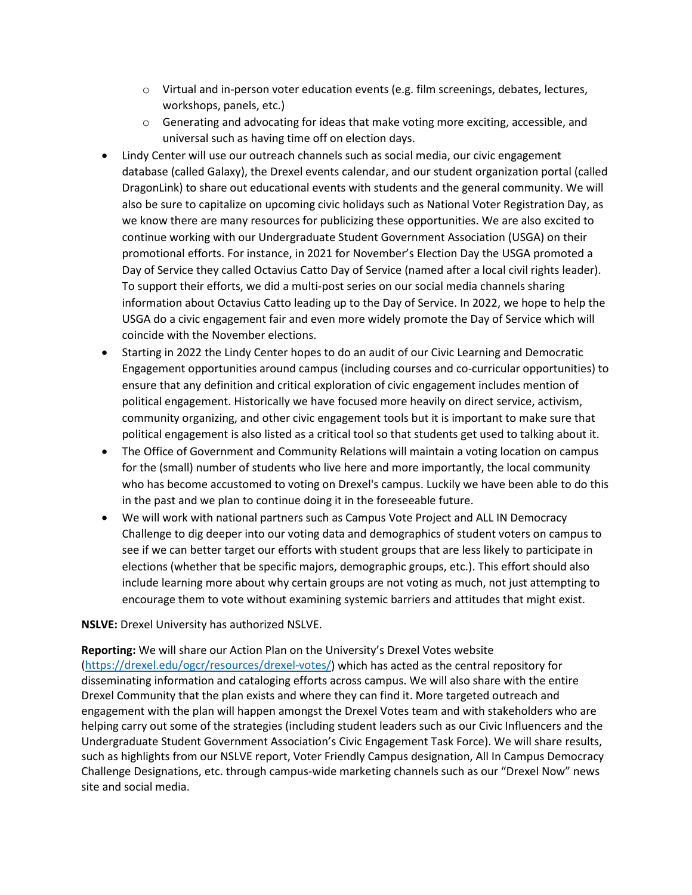- Virtual and in-person voter education events (e.g. film screenings, debates, lectures, workshops, panels, etc.)
  - Generating and advocating for ideas that make voting more exciting, accessible, and universal such as having time off on election days.
- Lindy Center will use our outreach channels such as social media, our civic engagement database (called Galaxy), the Drexel events calendar, and our student organization portal (called DragonLink) to share out educational events with students and the general community. We will also be sure to capitalize on upcoming civic holidays such as National Voter Registration Day, as we know there are many resources for publicizing these opportunities. We are also excited to continue working with our Undergraduate Student Government Association (USGA) on their promotional efforts. For instance, in 2021 for November's Election Day the USGA promoted a Day of Service they called Octavius Catto Day of Service (named after a local civil rights leader). To support their efforts, we did a multi-post series on our social media channels sharing information about Octavius Catto leading up to the Day of Service. In 2022, we hope to help the USGA do a civic engagement fair and even more widely promote the Day of Service which will coincide with the November elections.
- Starting in 2022 the Lindy Center hopes to do an audit of our Civic Learning and Democratic Engagement opportunities around campus (including courses and co-curricular opportunities) to ensure that any definition and critical exploration of civic engagement includes mention of political engagement. Historically we have focused more heavily on direct service, activism, community organizing, and other civic engagement tools but it is important to make sure that political engagement is also listed as a critical tool so that students get used to talking about it.
- The Office of Government and Community Relations will maintain a voting location on campus for the (small) number of students who live here and more importantly, the local community who has become accustomed to voting on Drexel's campus. Luckily we have been able to do this in the past and we plan to continue doing it in the foreseeable future.
- We will work with national partners such as Campus Vote Project and ALL IN Democracy Challenge to dig deeper into our voting data and demographics of student voters on campus to see if we can better target our efforts with student groups that are less likely to participate in elections (whether that be specific majors, demographic groups, etc.). This effort should also include learning more about why certain groups are not voting as much, not just attempting to encourage them to vote without examining systemic barriers and attitudes that might exist.

**NSLVE:** Drexel University has authorized NSLVE.

**Reporting:** We will share our Action Plan on the University's Drexel Votes website (https://drexel.edu/ogcr/resources/drexel-votes/) which has acted as the central repository for disseminating information and cataloging efforts across campus. We will also share with the entire Drexel Community that the plan exists and where they can find it. More targeted outreach and engagement with the plan will happen amongst the Drexel Votes team and with stakeholders who are helping carry out some of the strategies (including student leaders such as our Civic Influencers and the Undergraduate Student Government Association's Civic Engagement Task Force). We will share results, such as highlights from our NSLVE report, Voter Friendly Campus designation, All In Campus Democracy Challenge Designations, etc. through campus-wide marketing channels such as our "Drexel Now" news site and social media.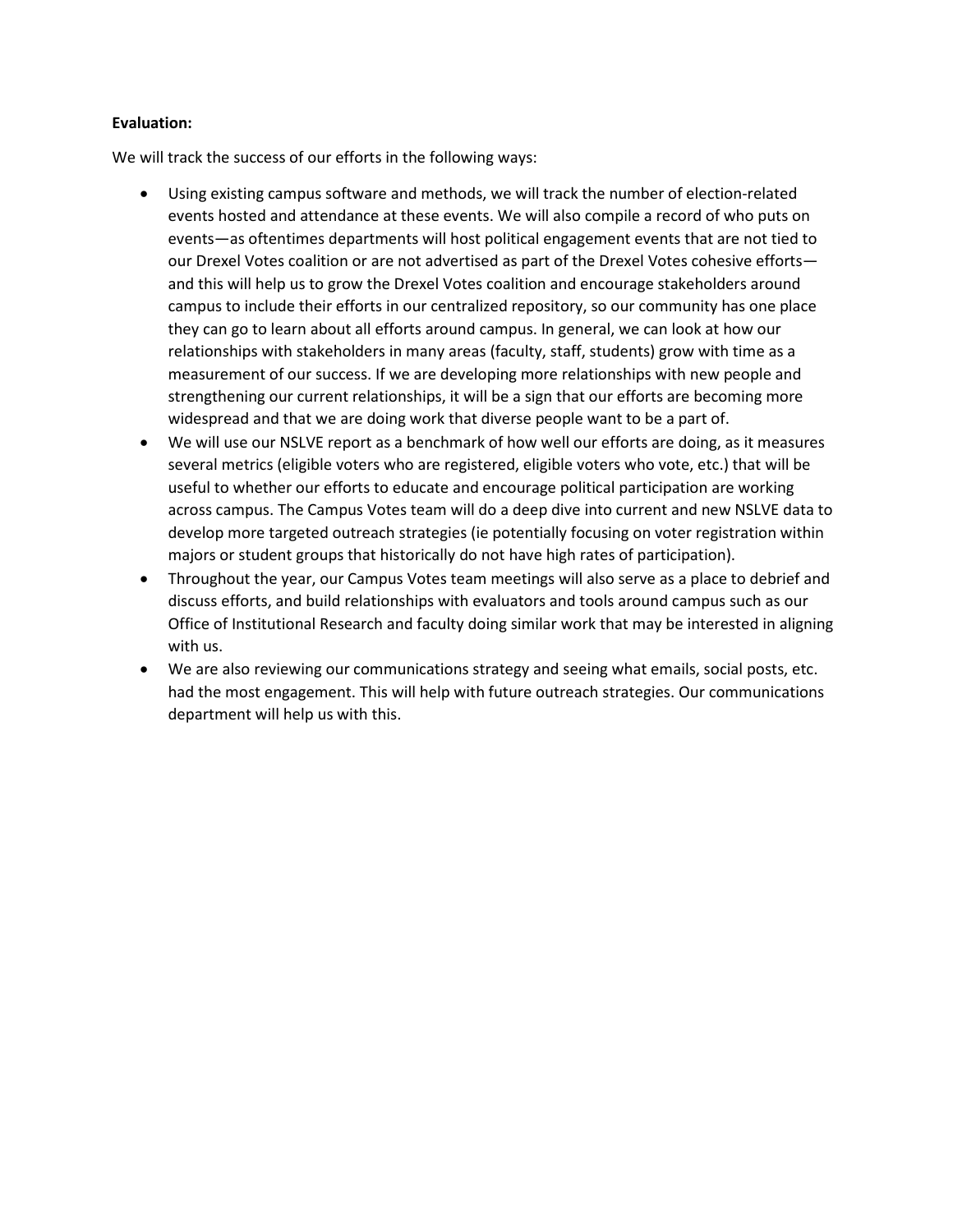**Evaluation:**

We will track the success of our efforts in the following ways:

- Using existing campus software and methods, we will track the number of election-related events hosted and attendance at these events. We will also compile a record of who puts on events—as oftentimes departments will host political engagement events that are not tied to our Drexel Votes coalition or are not advertised as part of the Drexel Votes cohesive efforts—and this will help us to grow the Drexel Votes coalition and encourage stakeholders around campus to include their efforts in our centralized repository, so our community has one place they can go to learn about all efforts around campus. In general, we can look at how our relationships with stakeholders in many areas (faculty, staff, students) grow with time as a measurement of our success. If we are developing more relationships with new people and strengthening our current relationships, it will be a sign that our efforts are becoming more widespread and that we are doing work that diverse people want to be a part of.
- We will use our NSLVE report as a benchmark of how well our efforts are doing, as it measures several metrics (eligible voters who are registered, eligible voters who vote, etc.) that will be useful to whether our efforts to educate and encourage political participation are working across campus. The Campus Votes team will do a deep dive into current and new NSLVE data to develop more targeted outreach strategies (ie potentially focusing on voter registration within majors or student groups that historically do not have high rates of participation).
- Throughout the year, our Campus Votes team meetings will also serve as a place to debrief and discuss efforts, and build relationships with evaluators and tools around campus such as our Office of Institutional Research and faculty doing similar work that may be interested in aligning with us.
- We are also reviewing our communications strategy and seeing what emails, social posts, etc. had the most engagement. This will help with future outreach strategies. Our communications department will help us with this.